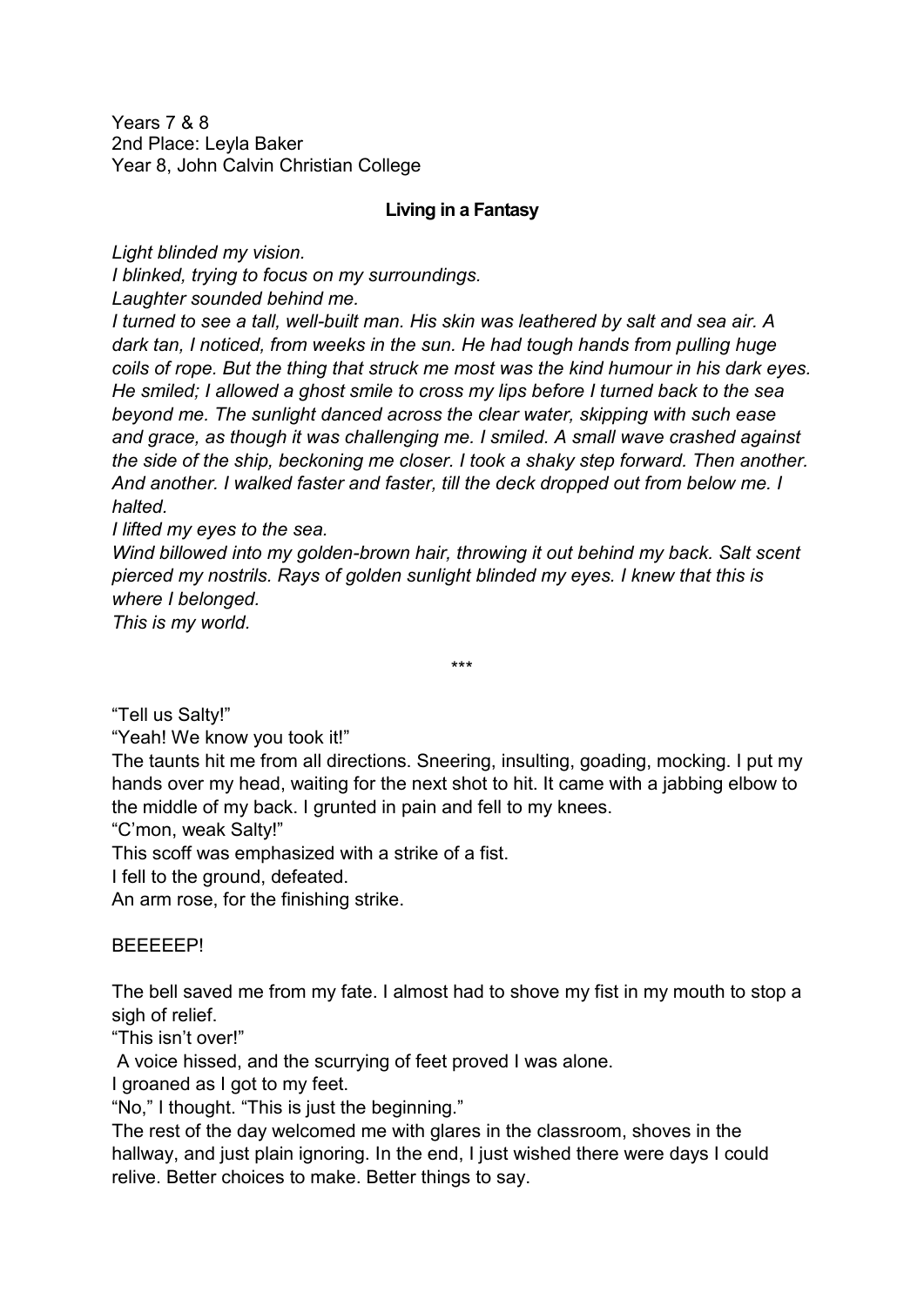Years 7 & 8
2nd Place: Leyla Baker
Year 8, John Calvin Christian College

**Living in a Fantasy**

*Light blinded my vision.*
*I blinked, trying to focus on my surroundings.*
*Laughter sounded behind me.*
*I turned to see a tall, well-built man. His skin was leathered by salt and sea air. A dark tan, I noticed, from weeks in the sun. He had tough hands from pulling huge coils of rope. But the thing that struck me most was the kind humour in his dark eyes. He smiled; I allowed a ghost smile to cross my lips before I turned back to the sea beyond me. The sunlight danced across the clear water, skipping with such ease and grace, as though it was challenging me. I smiled. A small wave crashed against the side of the ship, beckoning me closer. I took a shaky step forward. Then another. And another. I walked faster and faster, till the deck dropped out from below me. I halted.*
*I lifted my eyes to the sea.*
*Wind billowed into my golden-brown hair, throwing it out behind my back. Salt scent pierced my nostrils. Rays of golden sunlight blinded my eyes. I knew that this is where I belonged.*
*This is my world.*

***

"Tell us Salty!"
"Yeah! We know you took it!"
The taunts hit me from all directions. Sneering, insulting, goading, mocking. I put my hands over my head, waiting for the next shot to hit. It came with a jabbing elbow to the middle of my back. I grunted in pain and fell to my knees.
"C'mon, weak Salty!"
This scoff was emphasized with a strike of a fist.
I fell to the ground, defeated.
An arm rose, for the finishing strike.

BEEEEEP!

The bell saved me from my fate. I almost had to shove my fist in my mouth to stop a sigh of relief.
"This isn't over!"
A voice hissed, and the scurrying of feet proved I was alone.
I groaned as I got to my feet.
"No," I thought. "This is just the beginning."
The rest of the day welcomed me with glares in the classroom, shoves in the hallway, and just plain ignoring. In the end, I just wished there were days I could relive. Better choices to make. Better things to say.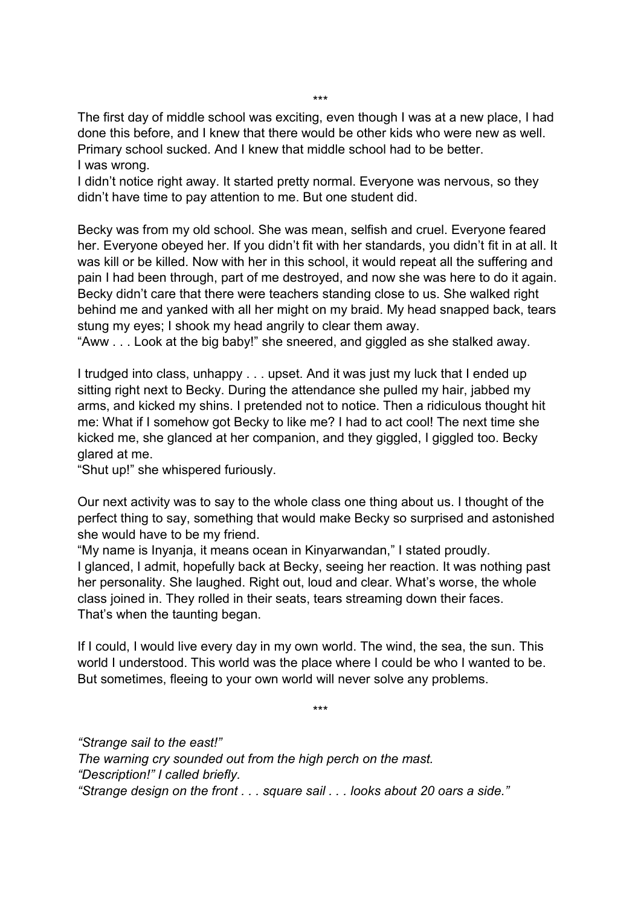\*\*\*

The first day of middle school was exciting, even though I was at a new place, I had done this before, and I knew that there would be other kids who were new as well. Primary school sucked. And I knew that middle school had to be better.
I was wrong.
I didn't notice right away. It started pretty normal. Everyone was nervous, so they didn't have time to pay attention to me. But one student did.

Becky was from my old school. She was mean, selfish and cruel. Everyone feared her. Everyone obeyed her. If you didn't fit with her standards, you didn't fit in at all. It was kill or be killed. Now with her in this school, it would repeat all the suffering and pain I had been through, part of me destroyed, and now she was here to do it again. Becky didn't care that there were teachers standing close to us. She walked right behind me and yanked with all her might on my braid. My head snapped back, tears stung my eyes; I shook my head angrily to clear them away.
"Aww . . . Look at the big baby!" she sneered, and giggled as she stalked away.

I trudged into class, unhappy . . . upset. And it was just my luck that I ended up sitting right next to Becky. During the attendance she pulled my hair, jabbed my arms, and kicked my shins. I pretended not to notice. Then a ridiculous thought hit me: What if I somehow got Becky to like me? I had to act cool! The next time she kicked me, she glanced at her companion, and they giggled, I giggled too. Becky glared at me.
"Shut up!" she whispered furiously.

Our next activity was to say to the whole class one thing about us. I thought of the perfect thing to say, something that would make Becky so surprised and astonished she would have to be my friend.
"My name is Inyanja, it means ocean in Kinyarwandan," I stated proudly.
I glanced, I admit, hopefully back at Becky, seeing her reaction. It was nothing past her personality. She laughed. Right out, loud and clear. What's worse, the whole class joined in. They rolled in their seats, tears streaming down their faces.
That's when the taunting began.

If I could, I would live every day in my own world. The wind, the sea, the sun. This world I understood. This world was the place where I could be who I wanted to be. But sometimes, fleeing to your own world will never solve any problems.

\*\*\*

*"Strange sail to the east!"*
*The warning cry sounded out from the high perch on the mast.*
*"Description!" I called briefly.*
*"Strange design on the front . . . square sail . . . looks about 20 oars a side."*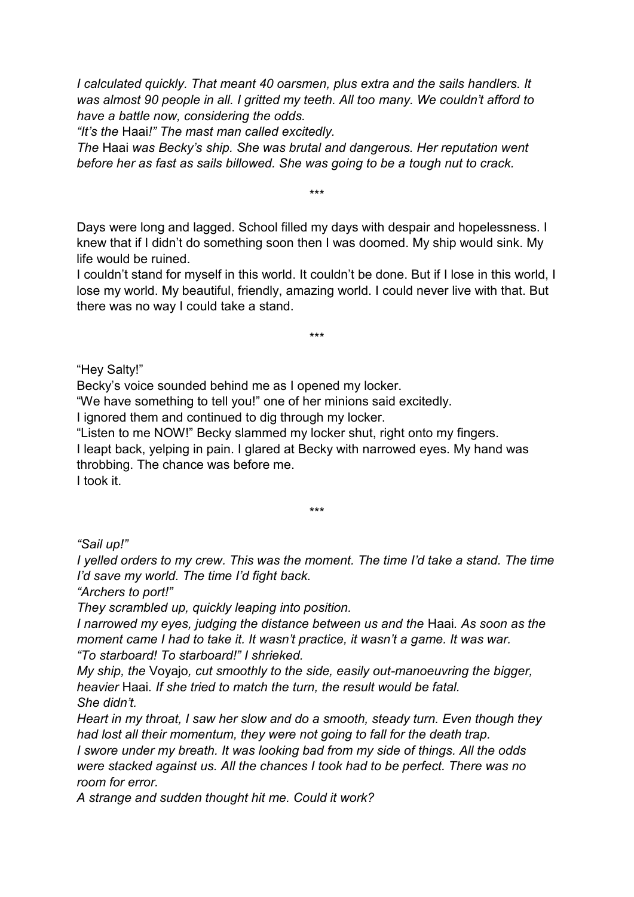*I calculated quickly. That meant 40 oarsmen, plus extra and the sails handlers. It was almost 90 people in all. I gritted my teeth. All too many. We couldn't afford to have a battle now, considering the odds.*

*"It's the* Haai*!" The mast man called excitedly.*

*The* Haai *was Becky's ship. She was brutal and dangerous. Her reputation went before her as fast as sails billowed. She was going to be a tough nut to crack.*

\*\*\*

Days were long and lagged. School filled my days with despair and hopelessness. I knew that if I didn't do something soon then I was doomed. My ship would sink. My life would be ruined.

I couldn't stand for myself in this world. It couldn't be done. But if I lose in this world, I lose my world. My beautiful, friendly, amazing world. I could never live with that. But there was no way I could take a stand.

\*\*\*

"Hey Salty!"

Becky's voice sounded behind me as I opened my locker.

"We have something to tell you!" one of her minions said excitedly.

I ignored them and continued to dig through my locker.

"Listen to me NOW!" Becky slammed my locker shut, right onto my fingers.

I leapt back, yelping in pain. I glared at Becky with narrowed eyes. My hand was throbbing. The chance was before me.

I took it.

\*\*\*

*"Sail up!"*

*I yelled orders to my crew. This was the moment. The time I'd take a stand. The time I'd save my world. The time I'd fight back.*

*"Archers to port!"*

*They scrambled up, quickly leaping into position.*

*I narrowed my eyes, judging the distance between us and the* Haai*. As soon as the moment came I had to take it. It wasn't practice, it wasn't a game. It was war.*

*"To starboard! To starboard!" I shrieked.*

*My ship, the* Voyajo*, cut smoothly to the side, easily out-manoeuvring the bigger, heavier* Haai*. If she tried to match the turn, the result would be fatal.*

*She didn't.*

*Heart in my throat, I saw her slow and do a smooth, steady turn. Even though they had lost all their momentum, they were not going to fall for the death trap.*

*I swore under my breath. It was looking bad from my side of things. All the odds were stacked against us. All the chances I took had to be perfect. There was no room for error.*

*A strange and sudden thought hit me. Could it work?*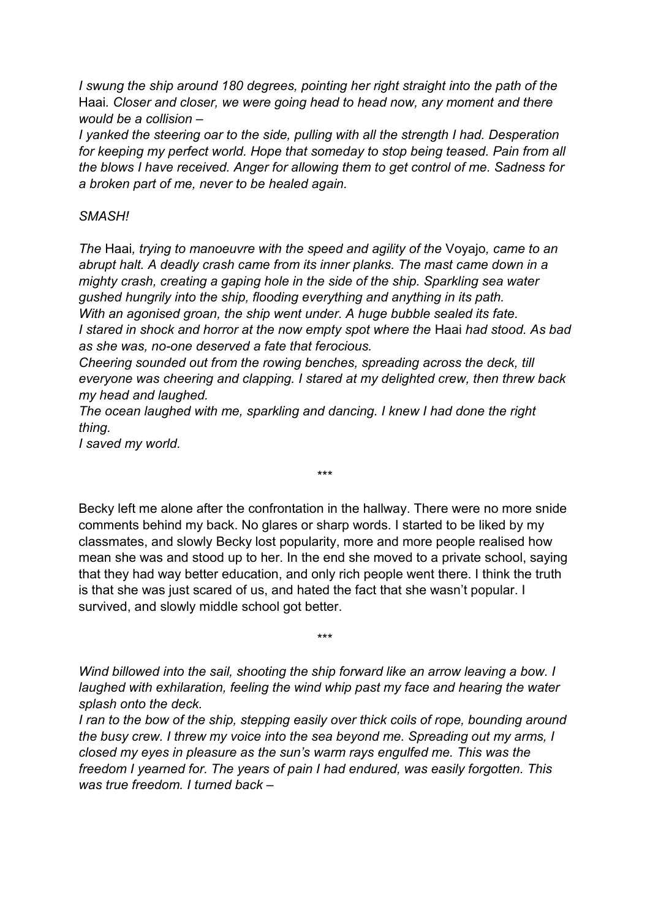*I swung the ship around 180 degrees, pointing her right straight into the path of the* Haai*. Closer and closer, we were going head to head now, any moment and there would be a collision –*

*I yanked the steering oar to the side, pulling with all the strength I had. Desperation for keeping my perfect world. Hope that someday to stop being teased. Pain from all the blows I have received. Anger for allowing them to get control of me. Sadness for a broken part of me, never to be healed again.*

*SMASH!*

*The* Haai*, trying to manoeuvre with the speed and agility of the* Voyajo*, came to an abrupt halt. A deadly crash came from its inner planks. The mast came down in a mighty crash, creating a gaping hole in the side of the ship. Sparkling sea water gushed hungrily into the ship, flooding everything and anything in its path.*

*With an agonised groan, the ship went under. A huge bubble sealed its fate.*

*I stared in shock and horror at the now empty spot where the* Haai *had stood. As bad as she was, no-one deserved a fate that ferocious.*

*Cheering sounded out from the rowing benches, spreading across the deck, till everyone was cheering and clapping. I stared at my delighted crew, then threw back my head and laughed.*

*The ocean laughed with me, sparkling and dancing. I knew I had done the right thing.*

*I saved my world.*

\*\*\*

Becky left me alone after the confrontation in the hallway. There were no more snide comments behind my back. No glares or sharp words. I started to be liked by my classmates, and slowly Becky lost popularity, more and more people realised how mean she was and stood up to her. In the end she moved to a private school, saying that they had way better education, and only rich people went there. I think the truth is that she was just scared of us, and hated the fact that she wasn't popular. I survived, and slowly middle school got better.

\*\*\*

*Wind billowed into the sail, shooting the ship forward like an arrow leaving a bow. I laughed with exhilaration, feeling the wind whip past my face and hearing the water splash onto the deck.*

*I ran to the bow of the ship, stepping easily over thick coils of rope, bounding around the busy crew. I threw my voice into the sea beyond me. Spreading out my arms, I closed my eyes in pleasure as the sun's warm rays engulfed me. This was the freedom I yearned for. The years of pain I had endured, was easily forgotten. This was true freedom. I turned back –*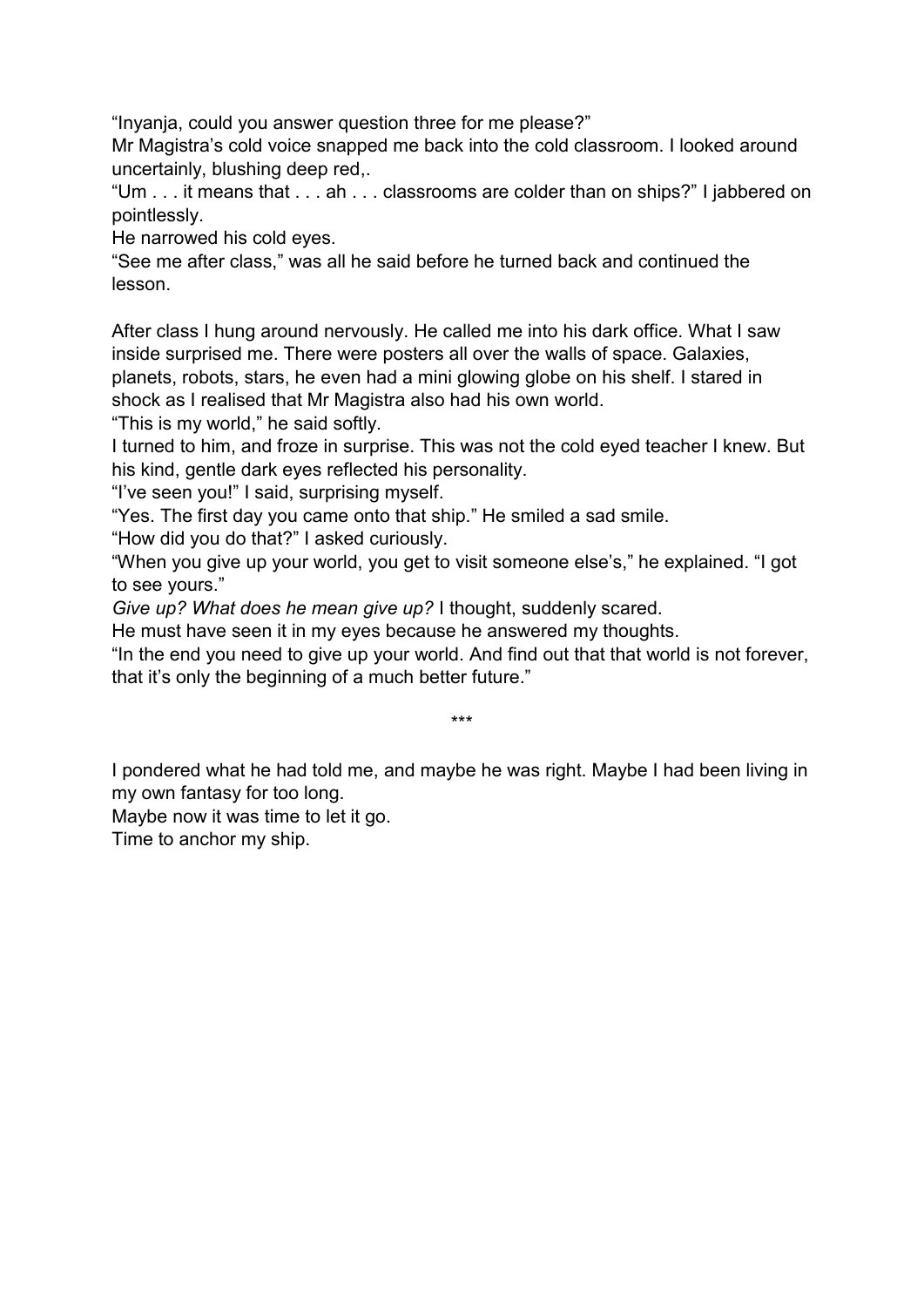"Inyanja, could you answer question three for me please?"
Mr Magistra's cold voice snapped me back into the cold classroom. I looked around uncertainly, blushing deep red,.
"Um . . . it means that . . . ah . . . classrooms are colder than on ships?" I jabbered on pointlessly.
He narrowed his cold eyes.
"See me after class," was all he said before he turned back and continued the lesson.

After class I hung around nervously. He called me into his dark office. What I saw inside surprised me. There were posters all over the walls of space. Galaxies, planets, robots, stars, he even had a mini glowing globe on his shelf. I stared in shock as I realised that Mr Magistra also had his own world.
"This is my world," he said softly.
I turned to him, and froze in surprise. This was not the cold eyed teacher I knew. But his kind, gentle dark eyes reflected his personality.
"I've seen you!" I said, surprising myself.
"Yes. The first day you came onto that ship." He smiled a sad smile.
"How did you do that?" I asked curiously.
"When you give up your world, you get to visit someone else's," he explained. "I got to see yours."
*Give up? What does he mean give up?* I thought, suddenly scared.
He must have seen it in my eyes because he answered my thoughts.
"In the end you need to give up your world. And find out that that world is not forever, that it's only the beginning of a much better future."

***

I pondered what he had told me, and maybe he was right. Maybe I had been living in my own fantasy for too long.
Maybe now it was time to let it go.
Time to anchor my ship.